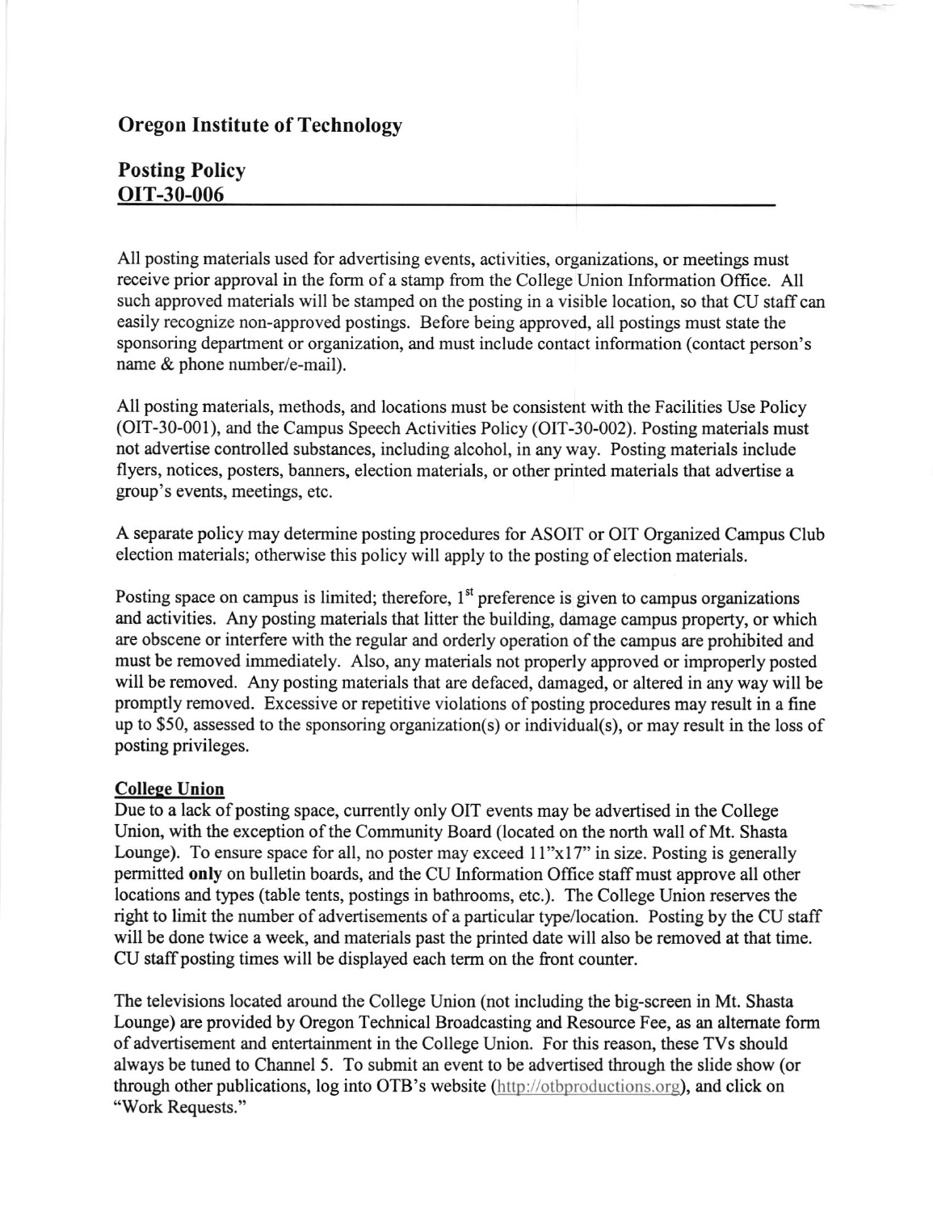# Oregon Institute of Technology

## Posting Policy
## OIT-30-006

All posting materials used for advertising events, activities, organizations, or meetings must receive prior approval in the form of a stamp from the College Union Information Office. All such approved materials will be stamped on the posting in a visible location, so that CU staff can easily recognize non-approved postings. Before being approved, all postings must state the sponsoring department or organization, and must include contact information (contact person's name & phone number/e-mail).

All posting materials, methods, and locations must be consistent with the Facilities Use Policy (OIT-30-001), and the Campus Speech Activities Policy (OIT-30-002). Posting materials must not advertise controlled substances, including alcohol, in any way. Posting materials include flyers, notices, posters, banners, election materials, or other printed materials that advertise a group's events, meetings, etc.

A separate policy may determine posting procedures for ASOIT or OIT Organized Campus Club election materials; otherwise this policy will apply to the posting of election materials.

Posting space on campus is limited; therefore, 1st preference is given to campus organizations and activities. Any posting materials that litter the building, damage campus property, or which are obscene or interfere with the regular and orderly operation of the campus are prohibited and must be removed immediately. Also, any materials not properly approved or improperly posted will be removed. Any posting materials that are defaced, damaged, or altered in any way will be promptly removed. Excessive or repetitive violations of posting procedures may result in a fine up to $50, assessed to the sponsoring organization(s) or individual(s), or may result in the loss of posting privileges.

### College Union

Due to a lack of posting space, currently only OIT events may be advertised in the College Union, with the exception of the Community Board (located on the north wall of Mt. Shasta Lounge). To ensure space for all, no poster may exceed 11"x17" in size. Posting is generally permitted **only** on bulletin boards, and the CU Information Office staff must approve all other locations and types (table tents, postings in bathrooms, etc.). The College Union reserves the right to limit the number of advertisements of a particular type/location. Posting by the CU staff will be done twice a week, and materials past the printed date will also be removed at that time. CU staff posting times will be displayed each term on the front counter.

The televisions located around the College Union (not including the big-screen in Mt. Shasta Lounge) are provided by Oregon Technical Broadcasting and Resource Fee, as an alternate form of advertisement and entertainment in the College Union. For this reason, these TVs should always be tuned to Channel 5. To submit an event to be advertised through the slide show (or through other publications, log into OTB's website (http://otbproductions.org), and click on "Work Requests."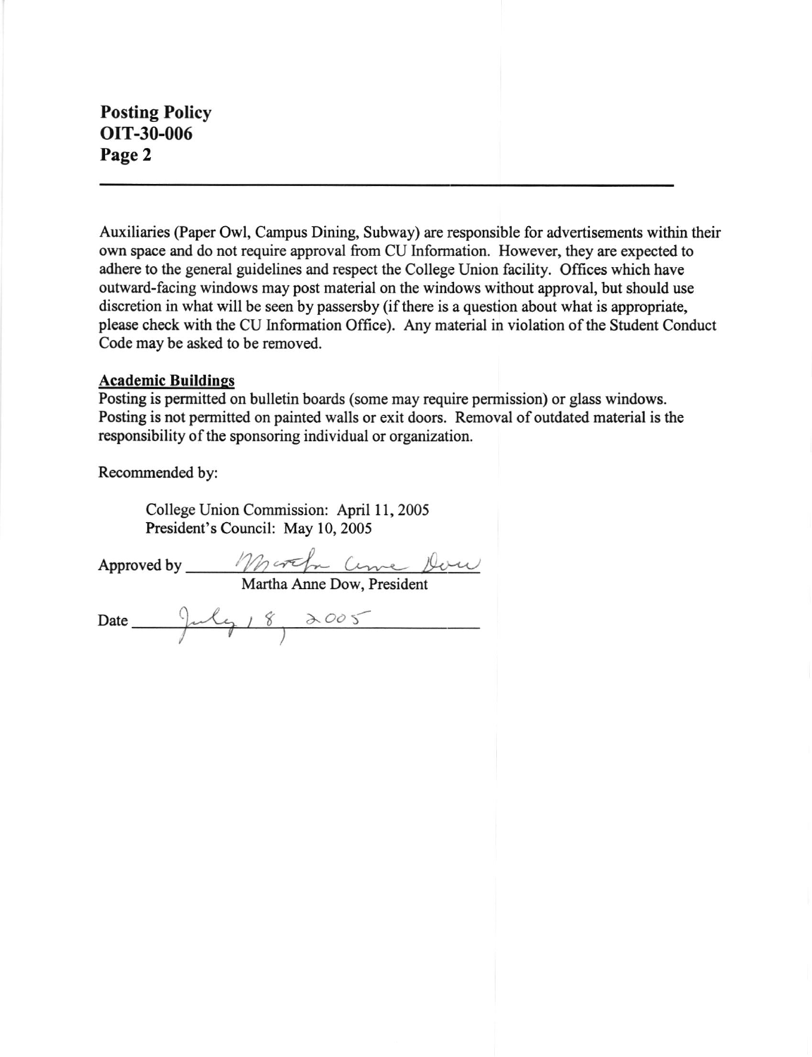Auxiliaries (Paper Owl, Campus Dining, Subway) are responsible for advertisements within their own space and do not require approval from CU Information. However, they are expected to adhere to the general guidelines and respect the College Union facility. Offices which have outward-facing windows may post material on the windows without approval, but should use discretion in what will be seen by passersby (if there is a question about what is appropriate, please check with the CU Information Office). Any material in violation of the Student Conduct Code may be asked to be removed.

**Academic Buildings**

Posting is permitted on bulletin boards (some may require permission) or glass windows. Posting is not permitted on painted walls or exit doors. Removal of outdated material is the responsibility of the sponsoring individual or organization.

Recommended by:

College Union Commission: April 11, 2005
President's Council: May 10, 2005

Approved by Martha Anne Dow
Martha Anne Dow, President

Date July 18, 2005